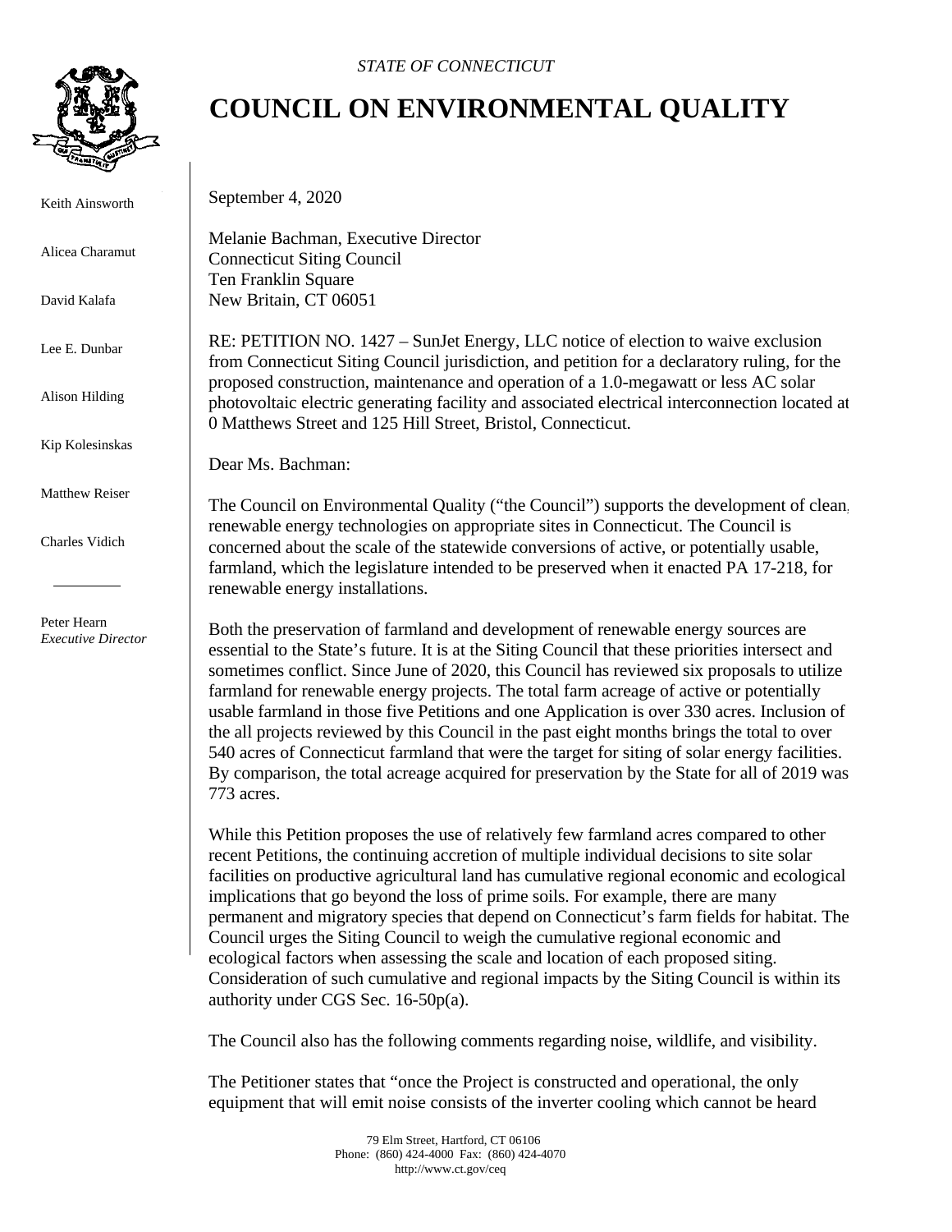*STATE OF CONNECTICUT*

# COUNCIL ON ENVIRONMENTAL QUALITY

Keith Ainsworth

Alicea Charamut

David Kalafa

Lee E. Dunbar

Alison Hilding

Kip Kolesinskas

Matthew Reiser

Charles Vidich

---

Peter Hearn
*Executive Director*

September 4, 2020

Melanie Bachman, Executive Director
Connecticut Siting Council
Ten Franklin Square
New Britain, CT 06051

RE: PETITION NO. 1427 – SunJet Energy, LLC notice of election to waive exclusion from Connecticut Siting Council jurisdiction, and petition for a declaratory ruling, for the proposed construction, maintenance and operation of a 1.0-megawatt or less AC solar photovoltaic electric generating facility and associated electrical interconnection located at 0 Matthews Street and 125 Hill Street, Bristol, Connecticut.

Dear Ms. Bachman:

The Council on Environmental Quality ("the Council") supports the development of clean, renewable energy technologies on appropriate sites in Connecticut. The Council is concerned about the scale of the statewide conversions of active, or potentially usable, farmland, which the legislature intended to be preserved when it enacted PA 17-218, for renewable energy installations.

Both the preservation of farmland and development of renewable energy sources are essential to the State's future. It is at the Siting Council that these priorities intersect and sometimes conflict. Since June of 2020, this Council has reviewed six proposals to utilize farmland for renewable energy projects. The total farm acreage of active or potentially usable farmland in those five Petitions and one Application is over 330 acres. Inclusion of the all projects reviewed by this Council in the past eight months brings the total to over 540 acres of Connecticut farmland that were the target for siting of solar energy facilities. By comparison, the total acreage acquired for preservation by the State for all of 2019 was 773 acres.

While this Petition proposes the use of relatively few farmland acres compared to other recent Petitions, the continuing accretion of multiple individual decisions to site solar facilities on productive agricultural land has cumulative regional economic and ecological implications that go beyond the loss of prime soils. For example, there are many permanent and migratory species that depend on Connecticut's farm fields for habitat. The Council urges the Siting Council to weigh the cumulative regional economic and ecological factors when assessing the scale and location of each proposed siting. Consideration of such cumulative and regional impacts by the Siting Council is within its authority under CGS Sec. 16-50p(a).

The Council also has the following comments regarding noise, wildlife, and visibility.

The Petitioner states that "once the Project is constructed and operational, the only equipment that will emit noise consists of the inverter cooling which cannot be heard

79 Elm Street, Hartford, CT 06106
Phone: (860) 424-4000 Fax: (860) 424-4070
http://www.ct.gov/ceq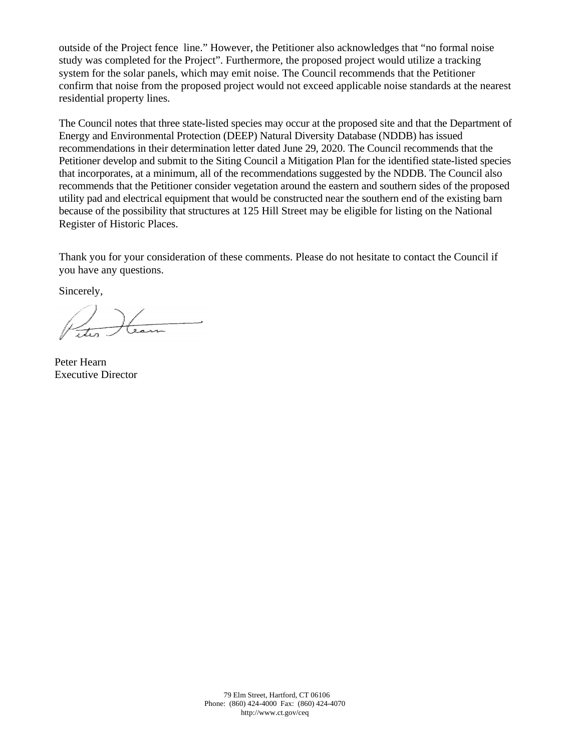outside of the Project fence line." However, the Petitioner also acknowledges that "no formal noise study was completed for the Project". Furthermore, the proposed project would utilize a tracking system for the solar panels, which may emit noise. The Council recommends that the Petitioner confirm that noise from the proposed project would not exceed applicable noise standards at the nearest residential property lines.

The Council notes that three state-listed species may occur at the proposed site and that the Department of Energy and Environmental Protection (DEEP) Natural Diversity Database (NDDB) has issued recommendations in their determination letter dated June 29, 2020. The Council recommends that the Petitioner develop and submit to the Siting Council a Mitigation Plan for the identified state-listed species that incorporates, at a minimum, all of the recommendations suggested by the NDDB. The Council also recommends that the Petitioner consider vegetation around the eastern and southern sides of the proposed utility pad and electrical equipment that would be constructed near the southern end of the existing barn because of the possibility that structures at 125 Hill Street may be eligible for listing on the National Register of Historic Places.

Thank you for your consideration of these comments. Please do not hesitate to contact the Council if you have any questions.

Sincerely,

Peter Hearn
Executive Director

79 Elm Street, Hartford, CT 06106
Phone: (860) 424-4000 Fax: (860) 424-4070
http://www.ct.gov/ceq